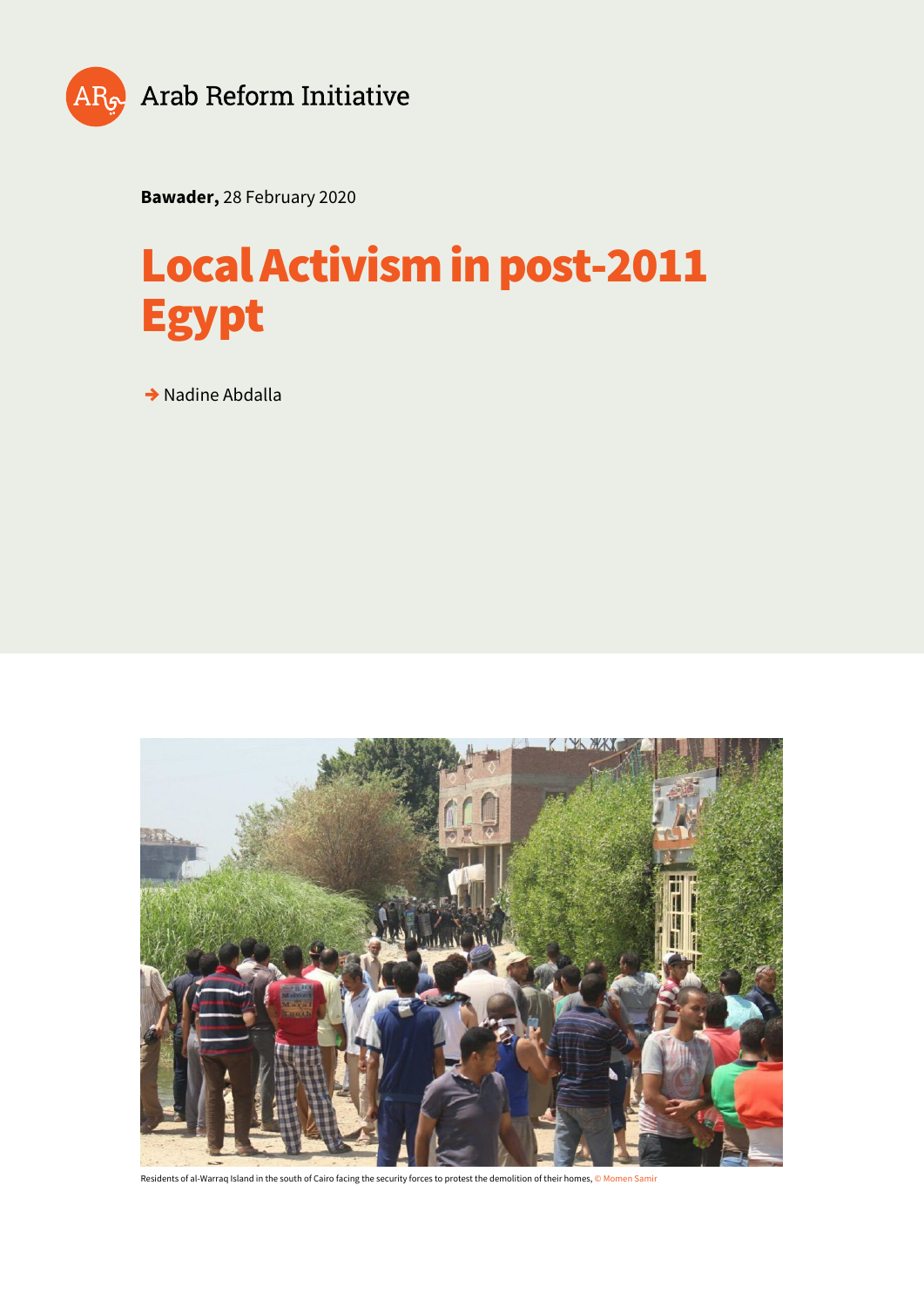Arab Reform Initiative

**Bawader,** 28 February 2020

# Local Activism in post-2011 Egypt

→ Nadine Abdalla

Residents of al-Warraq Island in the south of Cairo facing the security forces to protest the demolition of their homes, © Momen Samir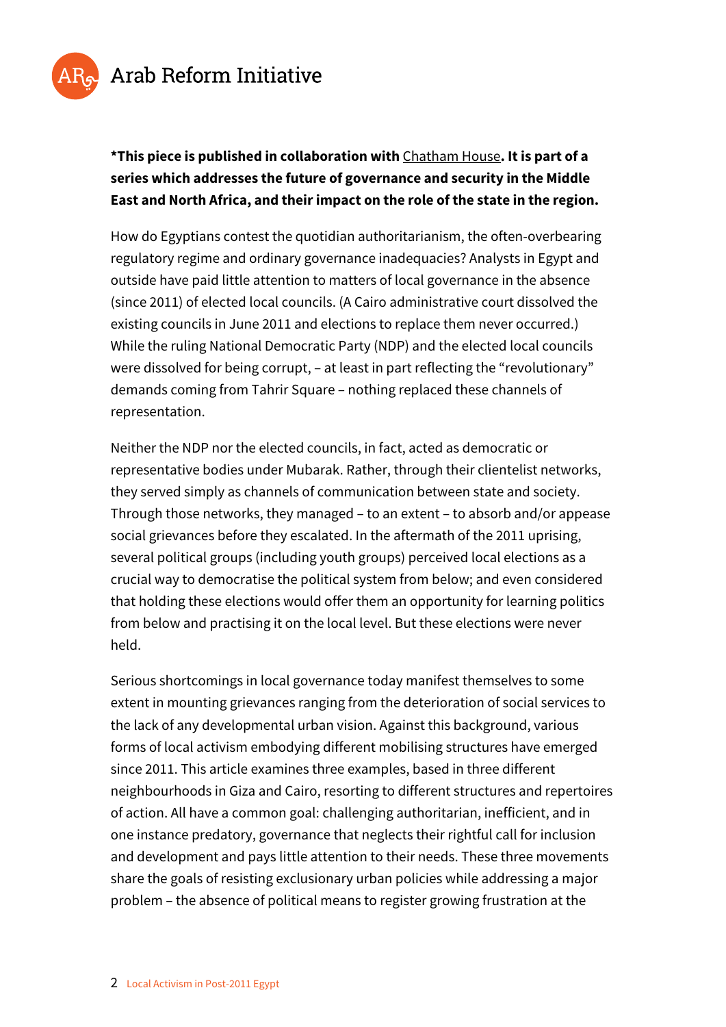**\*This piece is published in collaboration with** Chatham House**. It is part of a series which addresses the future of governance and security in the Middle East and North Africa, and their impact on the role of the state in the region.**

How do Egyptians contest the quotidian authoritarianism, the often-overbearing regulatory regime and ordinary governance inadequacies? Analysts in Egypt and outside have paid little attention to matters of local governance in the absence (since 2011) of elected local councils. (A Cairo administrative court dissolved the existing councils in June 2011 and elections to replace them never occurred.) While the ruling National Democratic Party (NDP) and the elected local councils were dissolved for being corrupt, – at least in part reflecting the "revolutionary" demands coming from Tahrir Square – nothing replaced these channels of representation.

Neither the NDP nor the elected councils, in fact, acted as democratic or representative bodies under Mubarak. Rather, through their clientelist networks, they served simply as channels of communication between state and society. Through those networks, they managed – to an extent – to absorb and/or appease social grievances before they escalated. In the aftermath of the 2011 uprising, several political groups (including youth groups) perceived local elections as a crucial way to democratise the political system from below; and even considered that holding these elections would offer them an opportunity for learning politics from below and practising it on the local level. But these elections were never held.

Serious shortcomings in local governance today manifest themselves to some extent in mounting grievances ranging from the deterioration of social services to the lack of any developmental urban vision. Against this background, various forms of local activism embodying different mobilising structures have emerged since 2011. This article examines three examples, based in three different neighbourhoods in Giza and Cairo, resorting to different structures and repertoires of action. All have a common goal: challenging authoritarian, inefficient, and in one instance predatory, governance that neglects their rightful call for inclusion and development and pays little attention to their needs. These three movements share the goals of resisting exclusionary urban policies while addressing a major problem – the absence of political means to register growing frustration at the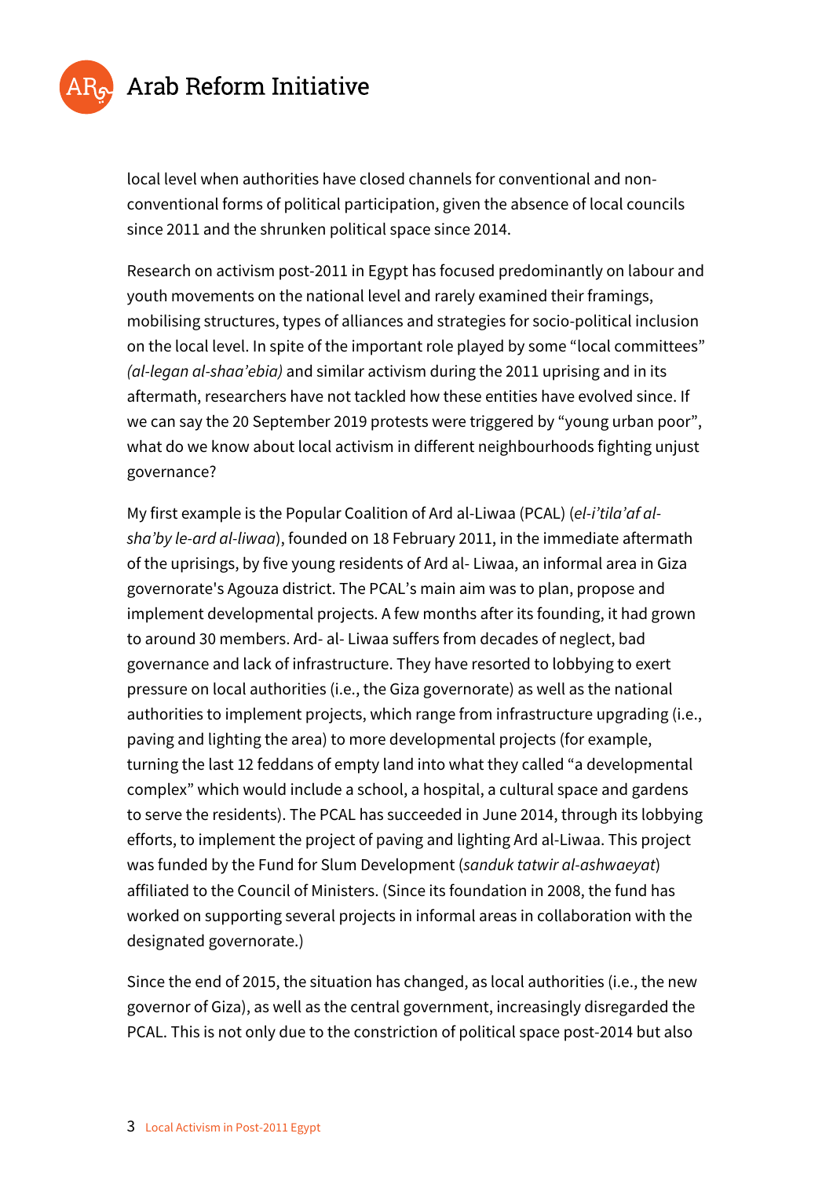local level when authorities have closed channels for conventional and non-conventional forms of political participation, given the absence of local councils since 2011 and the shrunken political space since 2014.

Research on activism post-2011 in Egypt has focused predominantly on labour and youth movements on the national level and rarely examined their framings, mobilising structures, types of alliances and strategies for socio-political inclusion on the local level. In spite of the important role played by some "local committees" *(al-legan al-shaa'ebia)* and similar activism during the 2011 uprising and in its aftermath, researchers have not tackled how these entities have evolved since. If we can say the 20 September 2019 protests were triggered by "young urban poor", what do we know about local activism in different neighbourhoods fighting unjust governance?

My first example is the Popular Coalition of Ard al-Liwaa (PCAL) (*el-i'tila'af al-sha'by le-ard al-liwaa*), founded on 18 February 2011, in the immediate aftermath of the uprisings, by five young residents of Ard al- Liwaa, an informal area in Giza governorate's Agouza district. The PCAL's main aim was to plan, propose and implement developmental projects. A few months after its founding, it had grown to around 30 members. Ard- al- Liwaa suffers from decades of neglect, bad governance and lack of infrastructure. They have resorted to lobbying to exert pressure on local authorities (i.e., the Giza governorate) as well as the national authorities to implement projects, which range from infrastructure upgrading (i.e., paving and lighting the area) to more developmental projects (for example, turning the last 12 feddans of empty land into what they called "a developmental complex" which would include a school, a hospital, a cultural space and gardens to serve the residents). The PCAL has succeeded in June 2014, through its lobbying efforts, to implement the project of paving and lighting Ard al-Liwaa. This project was funded by the Fund for Slum Development (*sanduk tatwir al-ashwaeyat*) affiliated to the Council of Ministers. (Since its foundation in 2008, the fund has worked on supporting several projects in informal areas in collaboration with the designated governorate.)

Since the end of 2015, the situation has changed, as local authorities (i.e., the new governor of Giza), as well as the central government, increasingly disregarded the PCAL. This is not only due to the constriction of political space post-2014 but also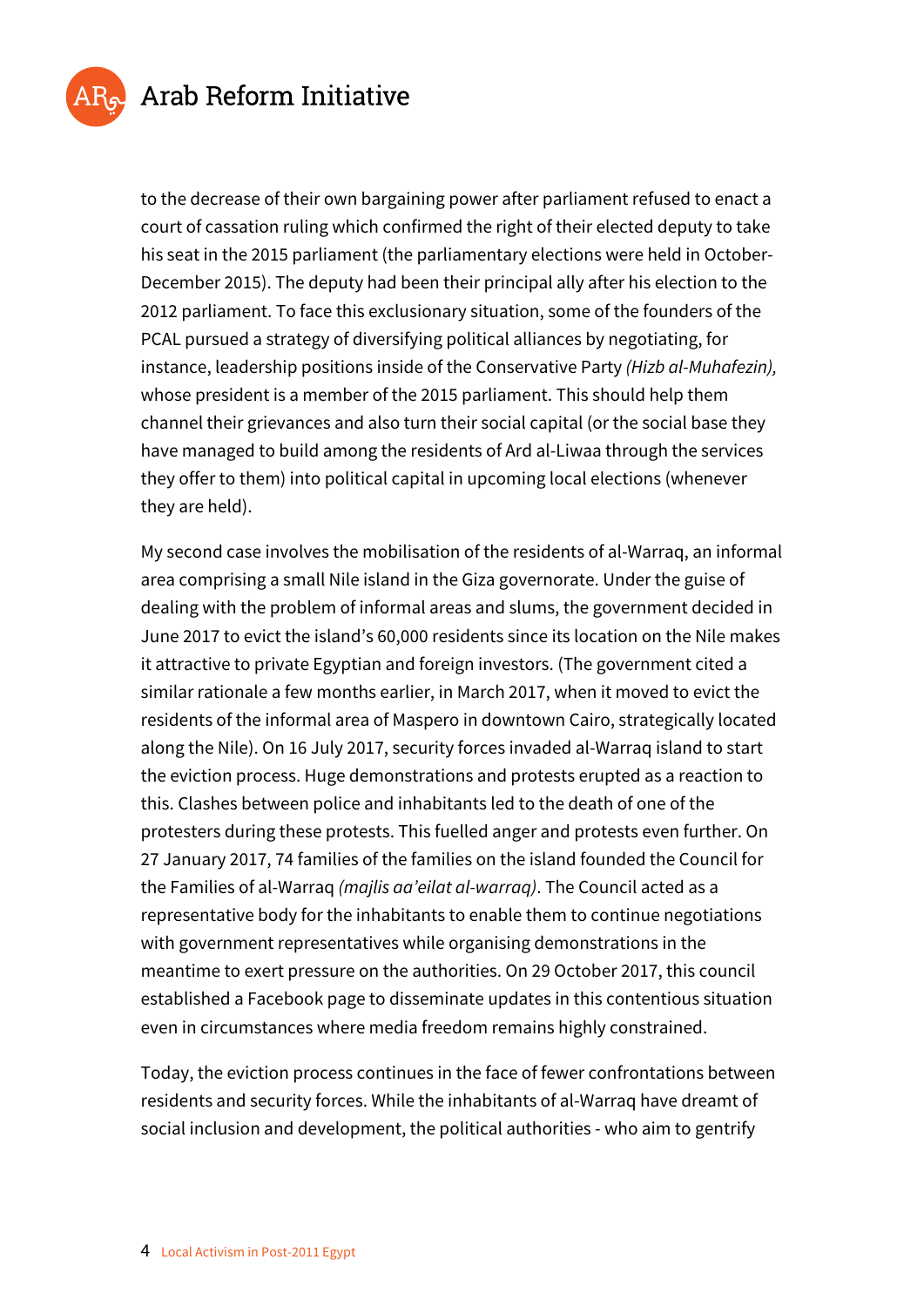to the decrease of their own bargaining power after parliament refused to enact a court of cassation ruling which confirmed the right of their elected deputy to take his seat in the 2015 parliament (the parliamentary elections were held in October-December 2015). The deputy had been their principal ally after his election to the 2012 parliament. To face this exclusionary situation, some of the founders of the PCAL pursued a strategy of diversifying political alliances by negotiating, for instance, leadership positions inside of the Conservative Party *(Hizb al-Muhafezin),* whose president is a member of the 2015 parliament. This should help them channel their grievances and also turn their social capital (or the social base they have managed to build among the residents of Ard al-Liwaa through the services they offer to them) into political capital in upcoming local elections (whenever they are held).

My second case involves the mobilisation of the residents of al-Warraq, an informal area comprising a small Nile island in the Giza governorate. Under the guise of dealing with the problem of informal areas and slums, the government decided in June 2017 to evict the island's 60,000 residents since its location on the Nile makes it attractive to private Egyptian and foreign investors. (The government cited a similar rationale a few months earlier, in March 2017, when it moved to evict the residents of the informal area of Maspero in downtown Cairo, strategically located along the Nile). On 16 July 2017, security forces invaded al-Warraq island to start the eviction process. Huge demonstrations and protests erupted as a reaction to this. Clashes between police and inhabitants led to the death of one of the protesters during these protests. This fuelled anger and protests even further. On 27 January 2017, 74 families of the families on the island founded the Council for the Families of al-Warraq *(majlis aa'eilat al-warraq)*. The Council acted as a representative body for the inhabitants to enable them to continue negotiations with government representatives while organising demonstrations in the meantime to exert pressure on the authorities. On 29 October 2017, this council established a Facebook page to disseminate updates in this contentious situation even in circumstances where media freedom remains highly constrained.

Today, the eviction process continues in the face of fewer confrontations between residents and security forces. While the inhabitants of al-Warraq have dreamt of social inclusion and development, the political authorities - who aim to gentrify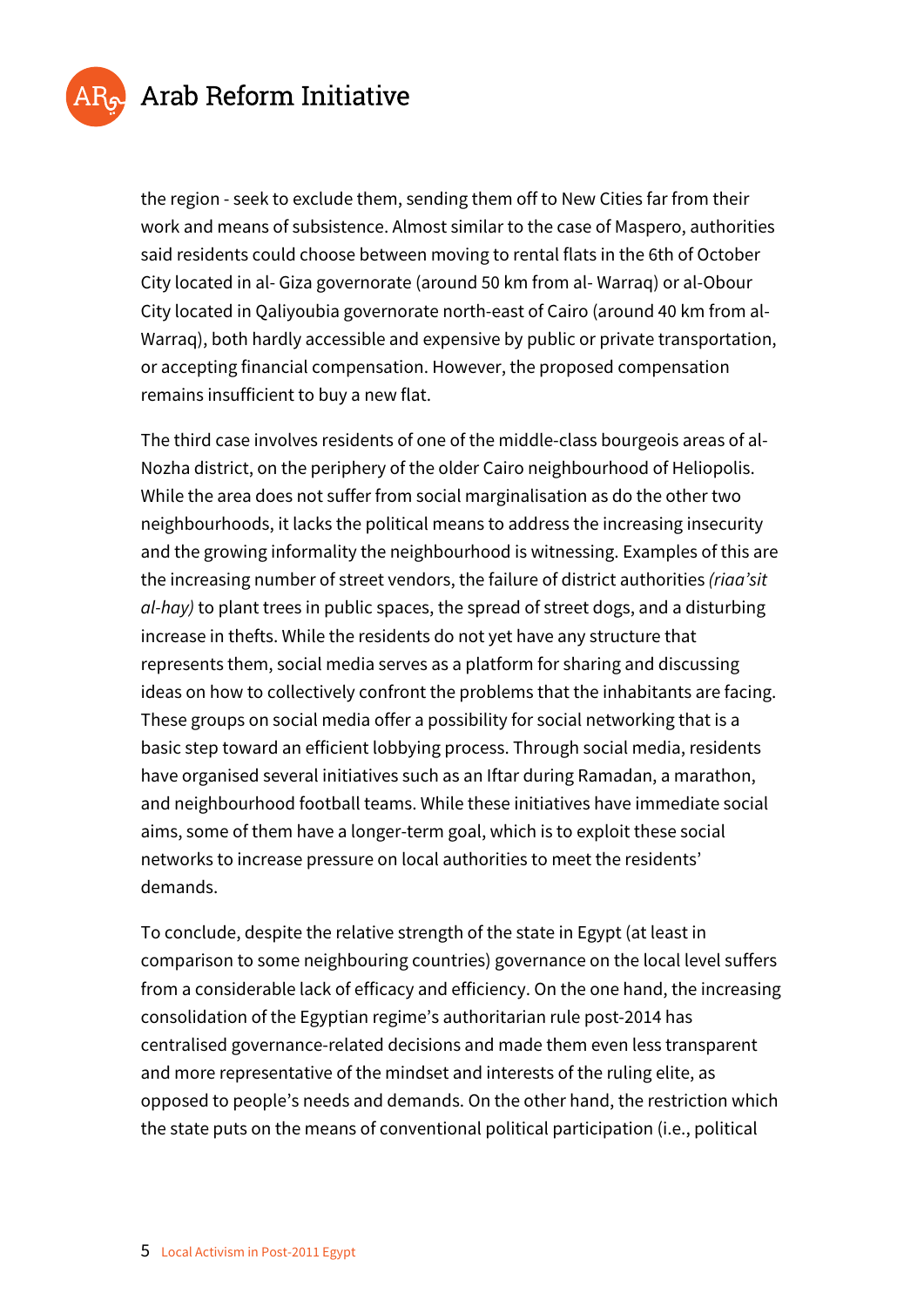the region - seek to exclude them, sending them off to New Cities far from their work and means of subsistence. Almost similar to the case of Maspero, authorities said residents could choose between moving to rental flats in the 6th of October City located in al- Giza governorate (around 50 km from al- Warraq) or al-Obour City located in Qaliyoubia governorate north-east of Cairo (around 40 km from al-Warraq), both hardly accessible and expensive by public or private transportation, or accepting financial compensation. However, the proposed compensation remains insufficient to buy a new flat.

The third case involves residents of one of the middle-class bourgeois areas of al-Nozha district, on the periphery of the older Cairo neighbourhood of Heliopolis. While the area does not suffer from social marginalisation as do the other two neighbourhoods, it lacks the political means to address the increasing insecurity and the growing informality the neighbourhood is witnessing. Examples of this are the increasing number of street vendors, the failure of district authorities *(riaa'sit al-hay)* to plant trees in public spaces, the spread of street dogs, and a disturbing increase in thefts. While the residents do not yet have any structure that represents them, social media serves as a platform for sharing and discussing ideas on how to collectively confront the problems that the inhabitants are facing. These groups on social media offer a possibility for social networking that is a basic step toward an efficient lobbying process. Through social media, residents have organised several initiatives such as an Iftar during Ramadan, a marathon, and neighbourhood football teams. While these initiatives have immediate social aims, some of them have a longer-term goal, which is to exploit these social networks to increase pressure on local authorities to meet the residents' demands.

To conclude, despite the relative strength of the state in Egypt (at least in comparison to some neighbouring countries) governance on the local level suffers from a considerable lack of efficacy and efficiency. On the one hand, the increasing consolidation of the Egyptian regime's authoritarian rule post-2014 has centralised governance-related decisions and made them even less transparent and more representative of the mindset and interests of the ruling elite, as opposed to people's needs and demands. On the other hand, the restriction which the state puts on the means of conventional political participation (i.e., political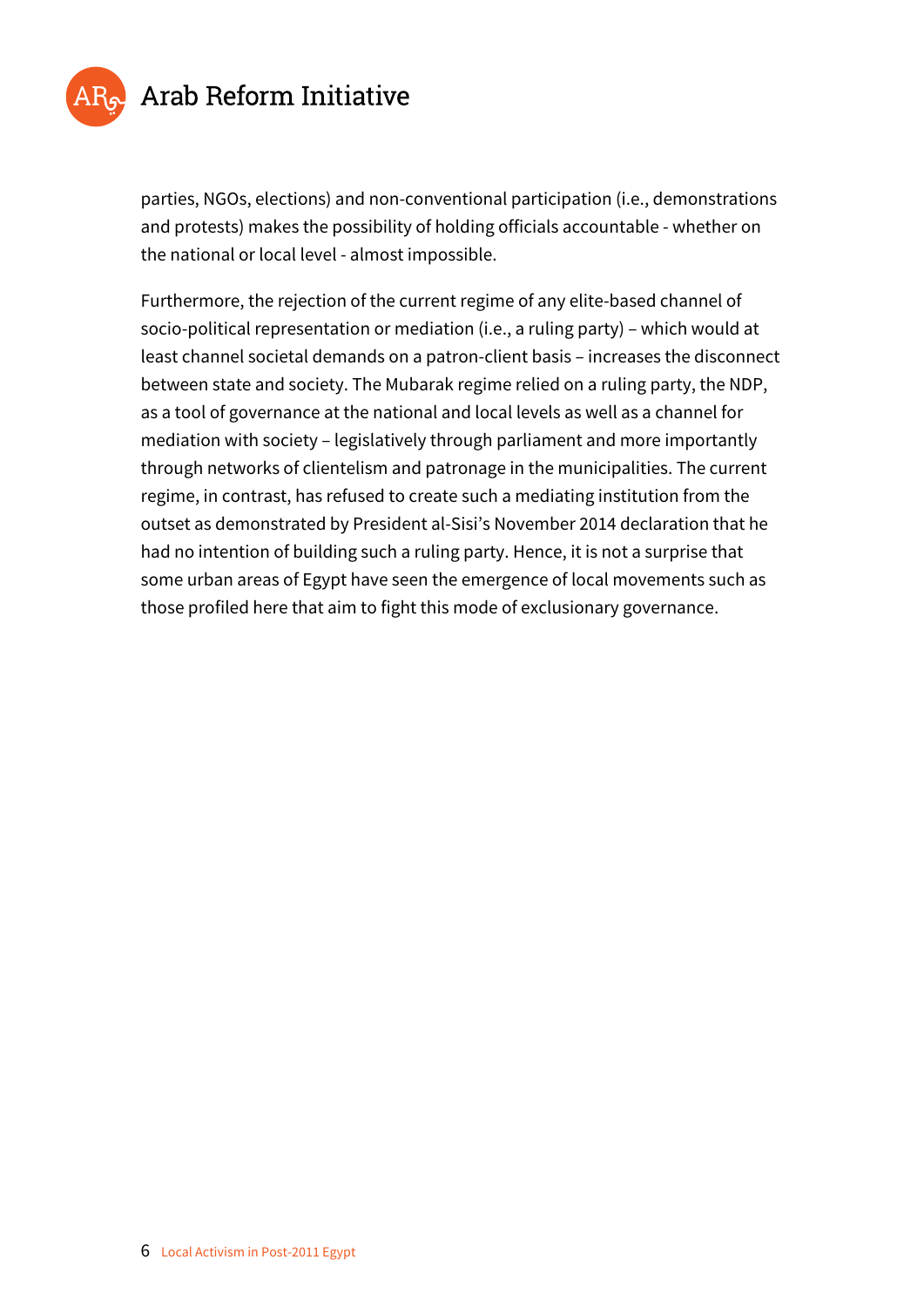parties, NGOs, elections) and non-conventional participation (i.e., demonstrations and protests) makes the possibility of holding officials accountable - whether on the national or local level - almost impossible.

Furthermore, the rejection of the current regime of any elite-based channel of socio-political representation or mediation (i.e., a ruling party) – which would at least channel societal demands on a patron-client basis – increases the disconnect between state and society. The Mubarak regime relied on a ruling party, the NDP, as a tool of governance at the national and local levels as well as a channel for mediation with society – legislatively through parliament and more importantly through networks of clientelism and patronage in the municipalities. The current regime, in contrast, has refused to create such a mediating institution from the outset as demonstrated by President al-Sisi's November 2014 declaration that he had no intention of building such a ruling party. Hence, it is not a surprise that some urban areas of Egypt have seen the emergence of local movements such as those profiled here that aim to fight this mode of exclusionary governance.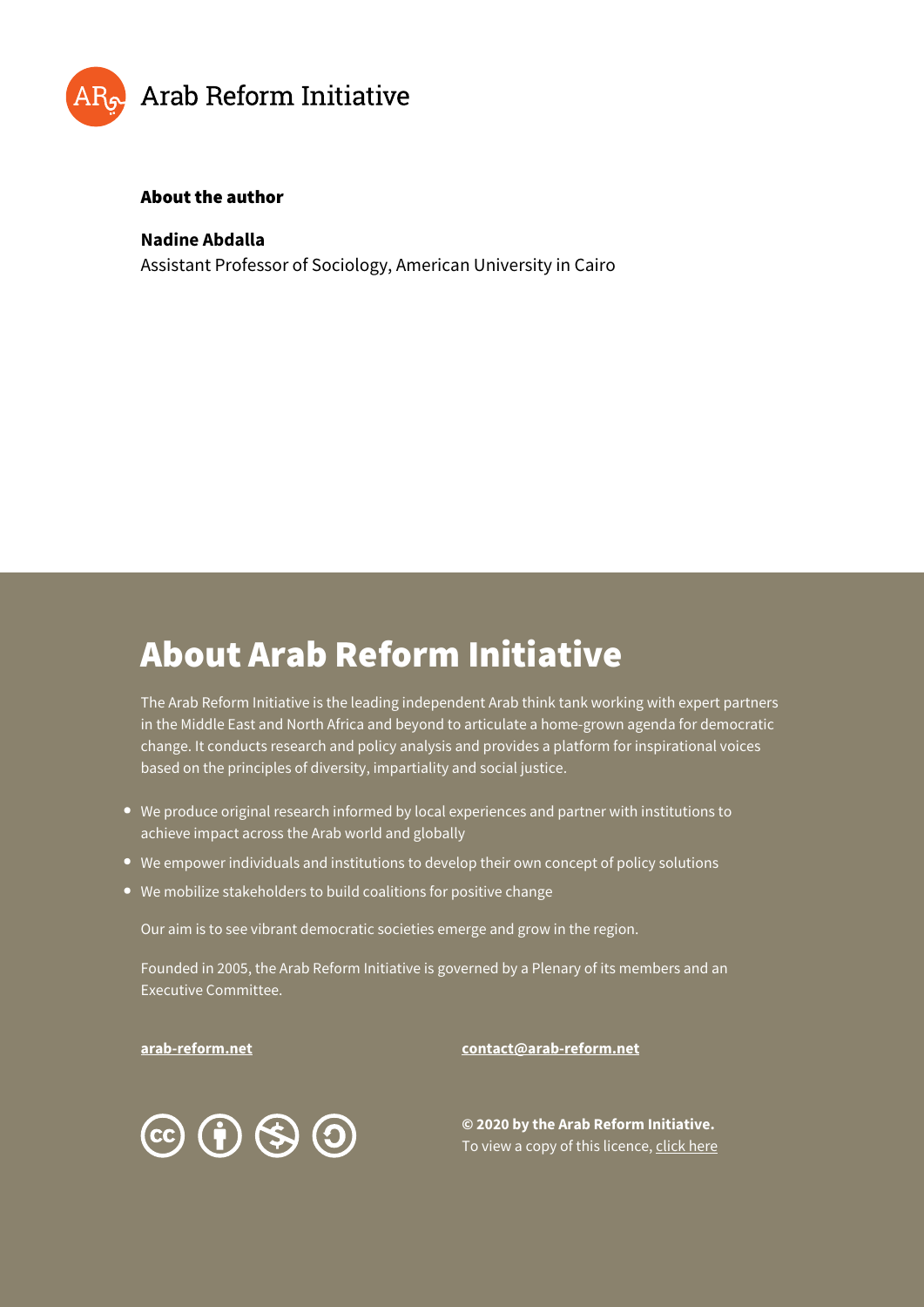**About the author**

**Nadine Abdalla**
Assistant Professor of Sociology, American University in Cairo

# About Arab Reform Initiative

The Arab Reform Initiative is the leading independent Arab think tank working with expert partners in the Middle East and North Africa and beyond to articulate a home-grown agenda for democratic change. It conducts research and policy analysis and provides a platform for inspirational voices based on the principles of diversity, impartiality and social justice.

- We produce original research informed by local experiences and partner with institutions to achieve impact across the Arab world and globally
- We empower individuals and institutions to develop their own concept of policy solutions
- We mobilize stakeholders to build coalitions for positive change

Our aim is to see vibrant democratic societies emerge and grow in the region.

Founded in 2005, the Arab Reform Initiative is governed by a Plenary of its members and an Executive Committee.

**arab-reform.net**

**contact@arab-reform.net**

**© 2020 by the Arab Reform Initiative.**
To view a copy of this licence, click here